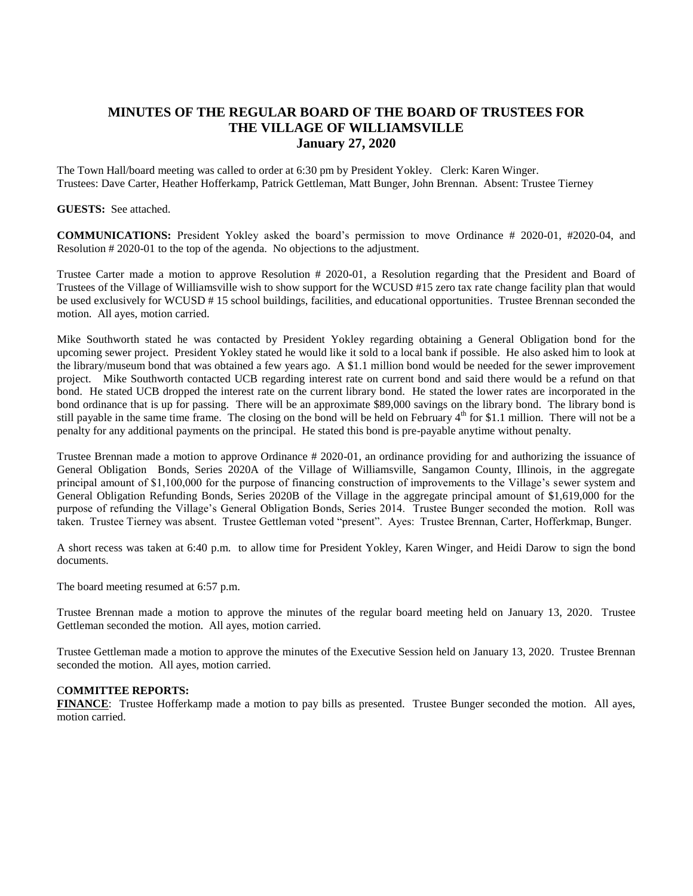# MINUTES OF THE REGULAR BOARD OF THE BOARD OF TRUSTEES FOR THE VILLAGE OF WILLIAMSVILLE
## January 27, 2020

The Town Hall/board meeting was called to order at 6:30 pm by President Yokley. Clerk: Karen Winger. Trustees: Dave Carter, Heather Hofferkamp, Patrick Gettleman, Matt Bunger, John Brennan. Absent: Trustee Tierney

**GUESTS:** See attached.

**COMMUNICATIONS:** President Yokley asked the board's permission to move Ordinance # 2020-01, #2020-04, and Resolution # 2020-01 to the top of the agenda. No objections to the adjustment.

Trustee Carter made a motion to approve Resolution # 2020-01, a Resolution regarding that the President and Board of Trustees of the Village of Williamsville wish to show support for the WCUSD #15 zero tax rate change facility plan that would be used exclusively for WCUSD # 15 school buildings, facilities, and educational opportunities. Trustee Brennan seconded the motion. All ayes, motion carried.

Mike Southworth stated he was contacted by President Yokley regarding obtaining a General Obligation bond for the upcoming sewer project. President Yokley stated he would like it sold to a local bank if possible. He also asked him to look at the library/museum bond that was obtained a few years ago. A $1.1 million bond would be needed for the sewer improvement project. Mike Southworth contacted UCB regarding interest rate on current bond and said there would be a refund on that bond. He stated UCB dropped the interest rate on the current library bond. He stated the lower rates are incorporated in the bond ordinance that is up for passing. There will be an approximate $89,000 savings on the library bond. The library bond is still payable in the same time frame. The closing on the bond will be held on February 4th for $1.1 million. There will not be a penalty for any additional payments on the principal. He stated this bond is pre-payable anytime without penalty.

Trustee Brennan made a motion to approve Ordinance # 2020-01, an ordinance providing for and authorizing the issuance of General Obligation Bonds, Series 2020A of the Village of Williamsville, Sangamon County, Illinois, in the aggregate principal amount of $1,100,000 for the purpose of financing construction of improvements to the Village's sewer system and General Obligation Refunding Bonds, Series 2020B of the Village in the aggregate principal amount of $1,619,000 for the purpose of refunding the Village's General Obligation Bonds, Series 2014. Trustee Bunger seconded the motion. Roll was taken. Trustee Tierney was absent. Trustee Gettleman voted "present". Ayes: Trustee Brennan, Carter, Hofferkmap, Bunger.

A short recess was taken at 6:40 p.m. to allow time for President Yokley, Karen Winger, and Heidi Darow to sign the bond documents.

The board meeting resumed at 6:57 p.m.

Trustee Brennan made a motion to approve the minutes of the regular board meeting held on January 13, 2020. Trustee Gettleman seconded the motion. All ayes, motion carried.

Trustee Gettleman made a motion to approve the minutes of the Executive Session held on January 13, 2020. Trustee Brennan seconded the motion. All ayes, motion carried.

**COMMITTEE REPORTS:**

**FINANCE**: Trustee Hofferkamp made a motion to pay bills as presented. Trustee Bunger seconded the motion. All ayes, motion carried.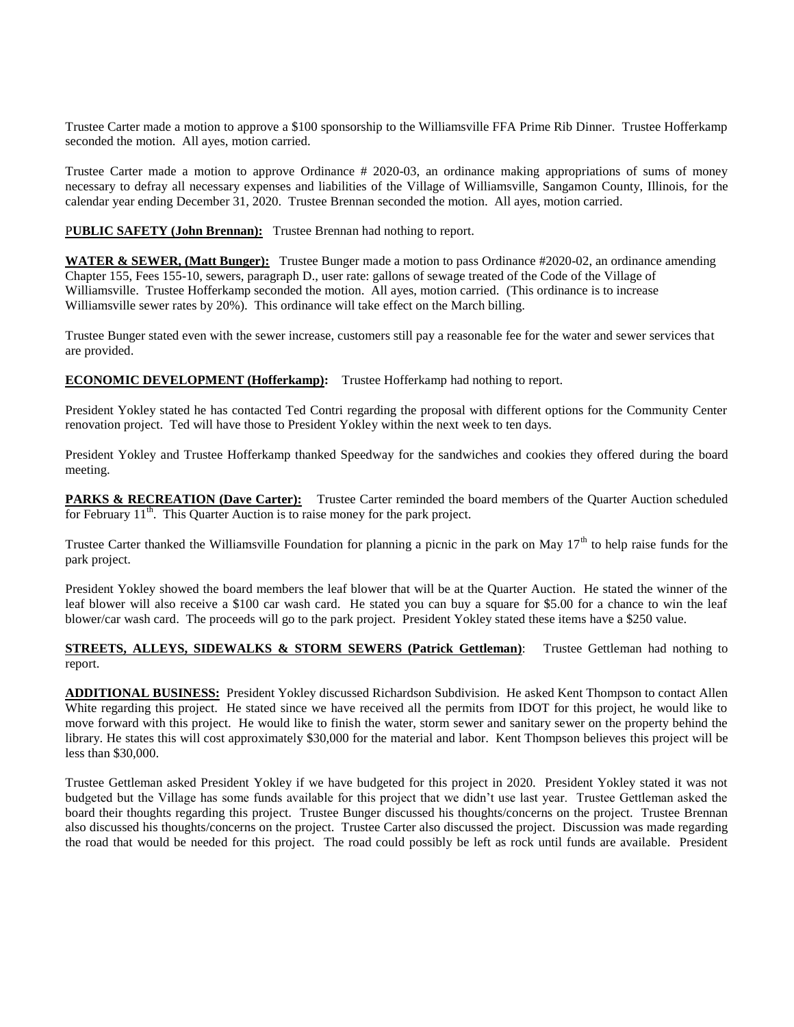Trustee Carter made a motion to approve a $100 sponsorship to the Williamsville FFA Prime Rib Dinner. Trustee Hofferkamp seconded the motion. All ayes, motion carried.

Trustee Carter made a motion to approve Ordinance # 2020-03, an ordinance making appropriations of sums of money necessary to defray all necessary expenses and liabilities of the Village of Williamsville, Sangamon County, Illinois, for the calendar year ending December 31, 2020. Trustee Brennan seconded the motion. All ayes, motion carried.

**PUBLIC SAFETY (John Brennan):** Trustee Brennan had nothing to report.

**WATER & SEWER, (Matt Bunger):** Trustee Bunger made a motion to pass Ordinance #2020-02, an ordinance amending Chapter 155, Fees 155-10, sewers, paragraph D., user rate: gallons of sewage treated of the Code of the Village of Williamsville. Trustee Hofferkamp seconded the motion. All ayes, motion carried. (This ordinance is to increase Williamsville sewer rates by 20%). This ordinance will take effect on the March billing.

Trustee Bunger stated even with the sewer increase, customers still pay a reasonable fee for the water and sewer services that are provided.

**ECONOMIC DEVELOPMENT (Hofferkamp):** Trustee Hofferkamp had nothing to report.

President Yokley stated he has contacted Ted Contri regarding the proposal with different options for the Community Center renovation project. Ted will have those to President Yokley within the next week to ten days.

President Yokley and Trustee Hofferkamp thanked Speedway for the sandwiches and cookies they offered during the board meeting.

**PARKS & RECREATION (Dave Carter):** Trustee Carter reminded the board members of the Quarter Auction scheduled for February 11th. This Quarter Auction is to raise money for the park project.

Trustee Carter thanked the Williamsville Foundation for planning a picnic in the park on May 17th to help raise funds for the park project.

President Yokley showed the board members the leaf blower that will be at the Quarter Auction. He stated the winner of the leaf blower will also receive a $100 car wash card. He stated you can buy a square for $5.00 for a chance to win the leaf blower/car wash card. The proceeds will go to the park project. President Yokley stated these items have a $250 value.

**STREETS, ALLEYS, SIDEWALKS & STORM SEWERS (Patrick Gettleman)**: Trustee Gettleman had nothing to report.

**ADDITIONAL BUSINESS:** President Yokley discussed Richardson Subdivision. He asked Kent Thompson to contact Allen White regarding this project. He stated since we have received all the permits from IDOT for this project, he would like to move forward with this project. He would like to finish the water, storm sewer and sanitary sewer on the property behind the library. He states this will cost approximately $30,000 for the material and labor. Kent Thompson believes this project will be less than $30,000.

Trustee Gettleman asked President Yokley if we have budgeted for this project in 2020. President Yokley stated it was not budgeted but the Village has some funds available for this project that we didn't use last year. Trustee Gettleman asked the board their thoughts regarding this project. Trustee Bunger discussed his thoughts/concerns on the project. Trustee Brennan also discussed his thoughts/concerns on the project. Trustee Carter also discussed the project. Discussion was made regarding the road that would be needed for this project. The road could possibly be left as rock until funds are available. President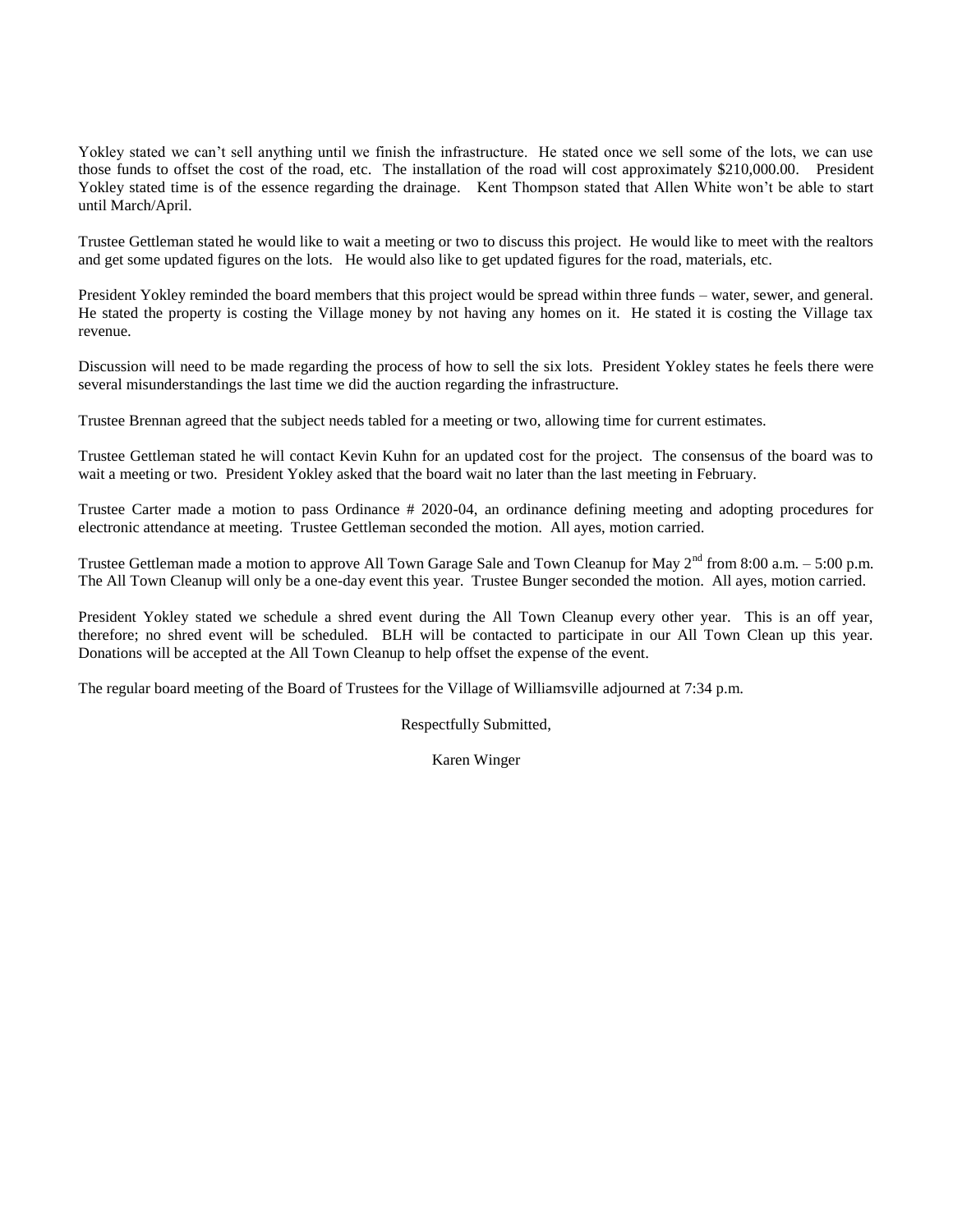Yokley stated we can't sell anything until we finish the infrastructure. He stated once we sell some of the lots, we can use those funds to offset the cost of the road, etc. The installation of the road will cost approximately $210,000.00. President Yokley stated time is of the essence regarding the drainage. Kent Thompson stated that Allen White won't be able to start until March/April.

Trustee Gettleman stated he would like to wait a meeting or two to discuss this project. He would like to meet with the realtors and get some updated figures on the lots. He would also like to get updated figures for the road, materials, etc.

President Yokley reminded the board members that this project would be spread within three funds – water, sewer, and general. He stated the property is costing the Village money by not having any homes on it. He stated it is costing the Village tax revenue.

Discussion will need to be made regarding the process of how to sell the six lots. President Yokley states he feels there were several misunderstandings the last time we did the auction regarding the infrastructure.

Trustee Brennan agreed that the subject needs tabled for a meeting or two, allowing time for current estimates.

Trustee Gettleman stated he will contact Kevin Kuhn for an updated cost for the project. The consensus of the board was to wait a meeting or two. President Yokley asked that the board wait no later than the last meeting in February.

Trustee Carter made a motion to pass Ordinance # 2020-04, an ordinance defining meeting and adopting procedures for electronic attendance at meeting. Trustee Gettleman seconded the motion. All ayes, motion carried.

Trustee Gettleman made a motion to approve All Town Garage Sale and Town Cleanup for May 2nd from 8:00 a.m. – 5:00 p.m. The All Town Cleanup will only be a one-day event this year. Trustee Bunger seconded the motion. All ayes, motion carried.

President Yokley stated we schedule a shred event during the All Town Cleanup every other year. This is an off year, therefore; no shred event will be scheduled. BLH will be contacted to participate in our All Town Clean up this year. Donations will be accepted at the All Town Cleanup to help offset the expense of the event.

The regular board meeting of the Board of Trustees for the Village of Williamsville adjourned at 7:34 p.m.

Respectfully Submitted,

Karen Winger